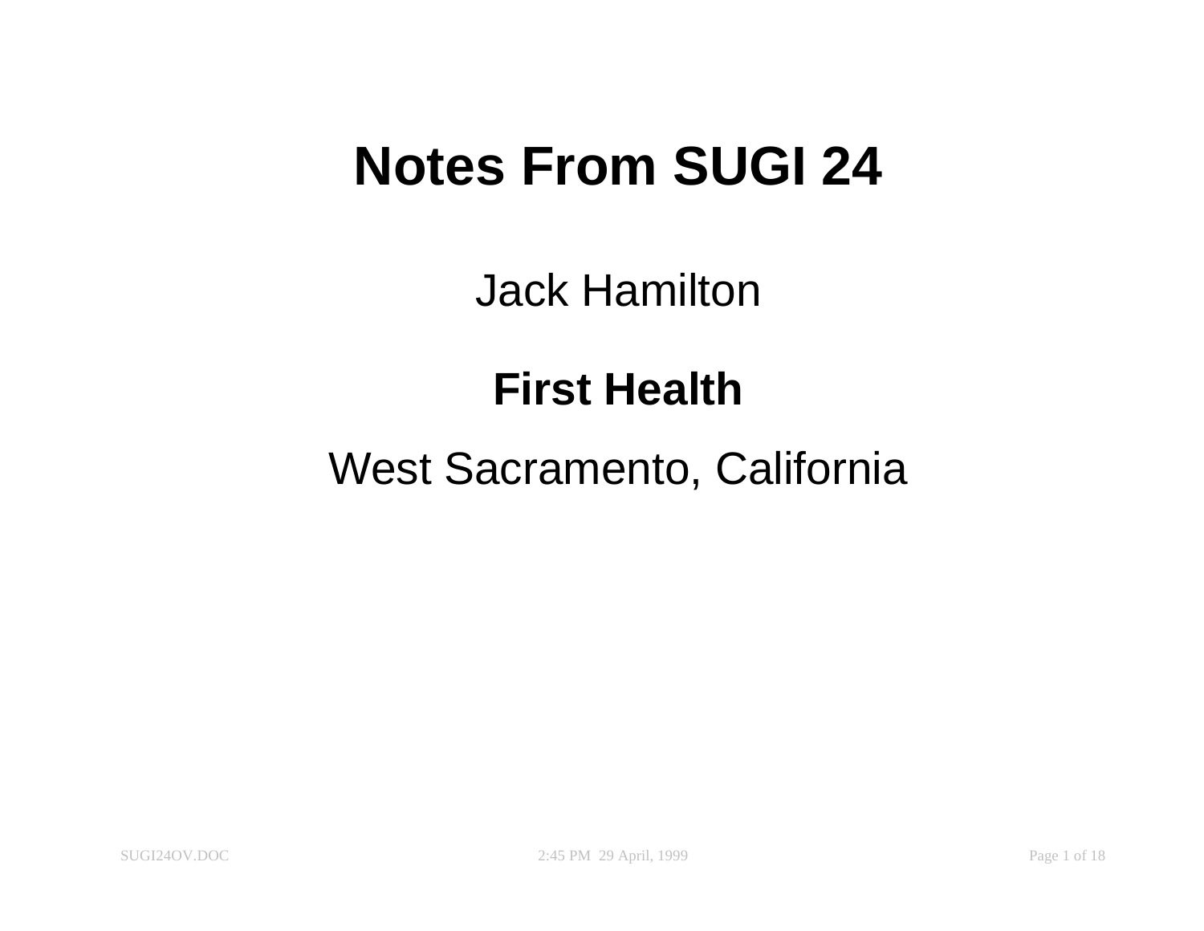# Notes From SUGI 24

Jack Hamilton

**First Health**

West Sacramento, California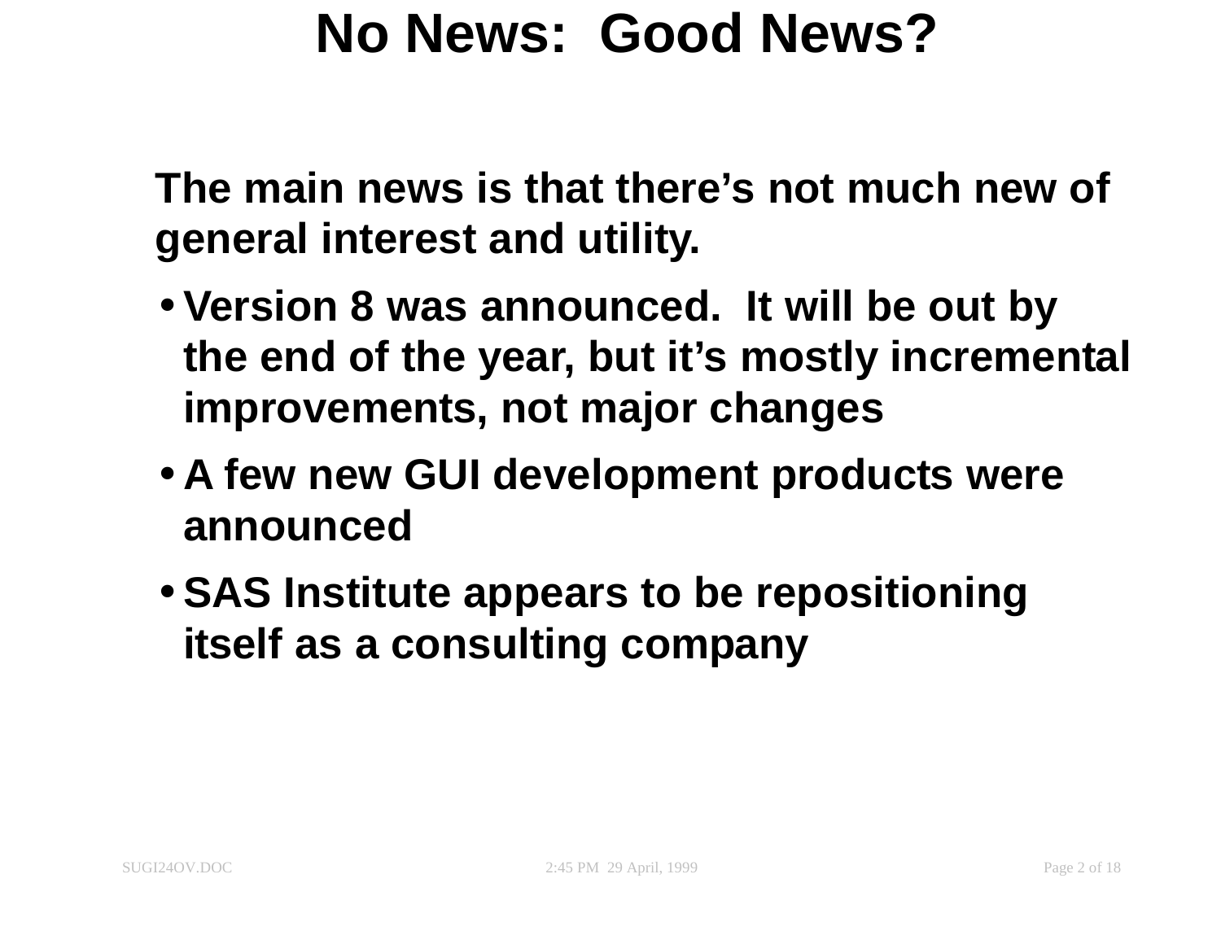# No News: Good News?

**The main news is that there's not much new of general interest and utility.**

- **Version 8 was announced. It will be out by the end of the year, but it's mostly incremental improvements, not major changes**
- **A few new GUI development products were announced**
- **SAS Institute appears to be repositioning itself as a consulting company**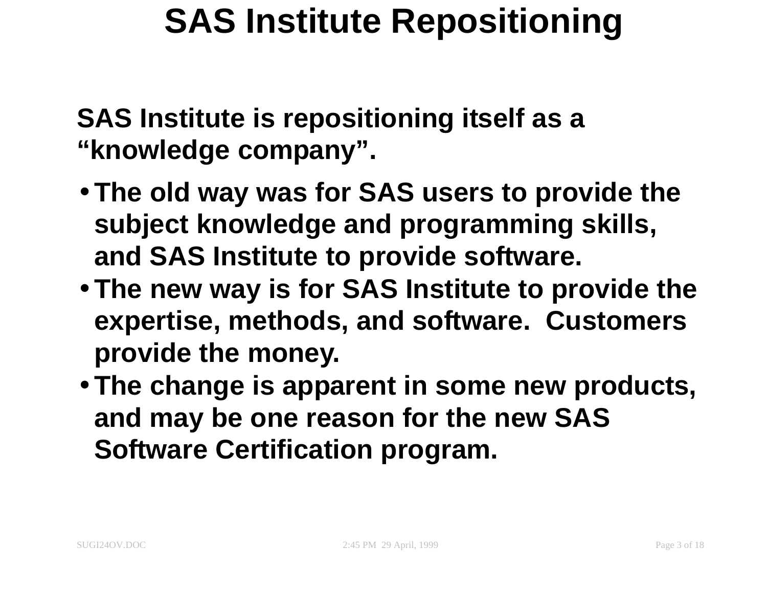# SAS Institute Repositioning

**SAS Institute is repositioning itself as a "knowledge company".**

- **The old way was for SAS users to provide the subject knowledge and programming skills, and SAS Institute to provide software.**
- **The new way is for SAS Institute to provide the expertise, methods, and software. Customers provide the money.**
- **The change is apparent in some new products, and may be one reason for the new SAS Software Certification program.**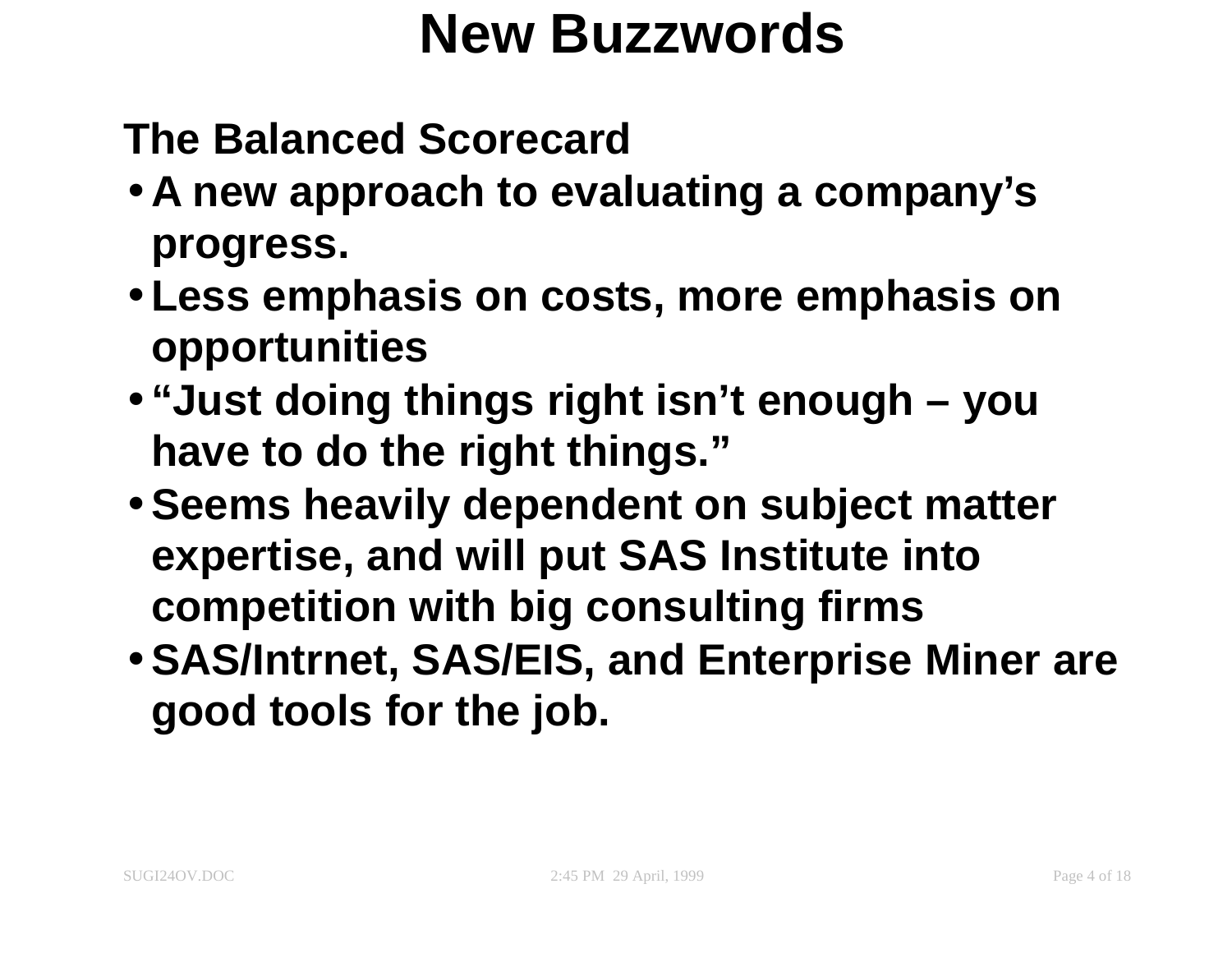# New Buzzwords

**The Balanced Scorecard**

- **A new approach to evaluating a company's progress.**
- **Less emphasis on costs, more emphasis on opportunities**
- **"Just doing things right isn't enough – you have to do the right things."**
- **Seems heavily dependent on subject matter expertise, and will put SAS Institute into competition with big consulting firms**
- **SAS/Intrnet, SAS/EIS, and Enterprise Miner are good tools for the job.**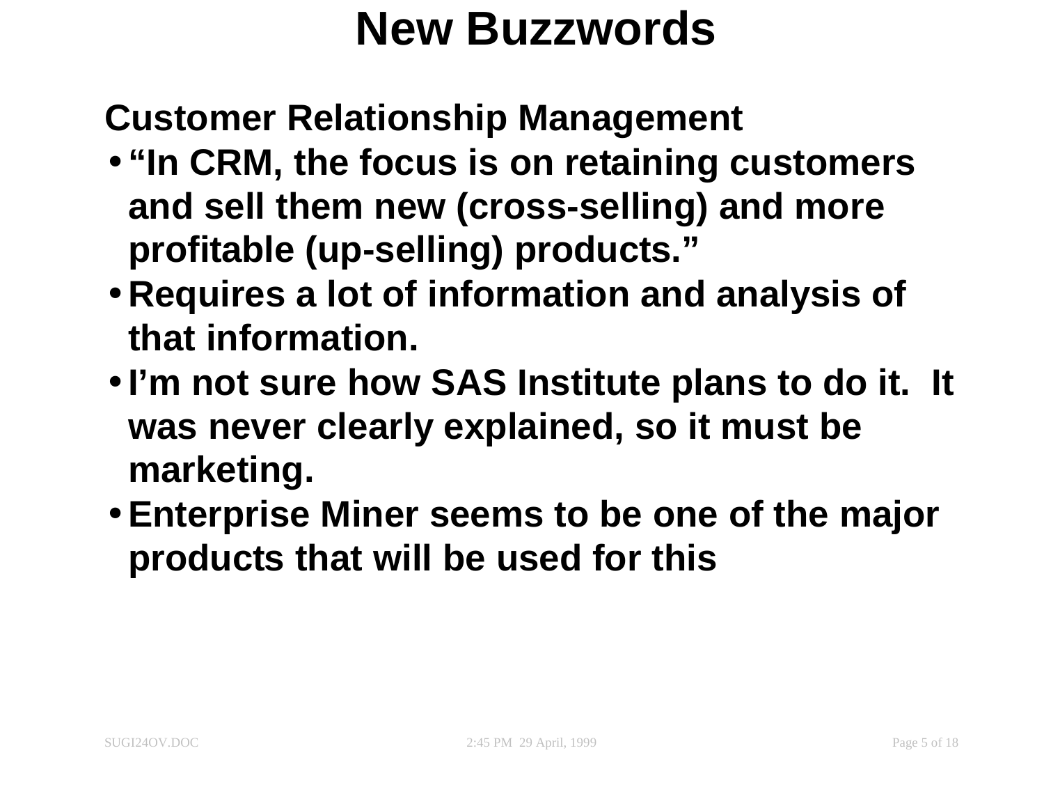# New Buzzwords

**Customer Relationship Management**

- **“In CRM, the focus is on retaining customers and sell them new (cross-selling) and more profitable (up-selling) products.”**
- **Requires a lot of information and analysis of that information.**
- **I’m not sure how SAS Institute plans to do it. It was never clearly explained, so it must be marketing.**
- **Enterprise Miner seems to be one of the major products that will be used for this**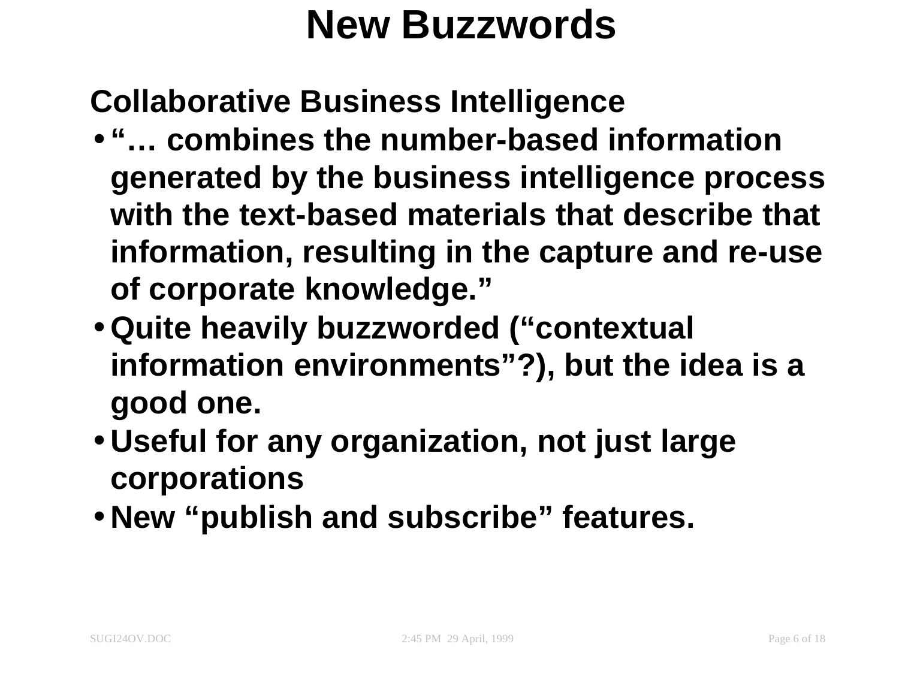# New Buzzwords

**Collaborative Business Intelligence**

- "… combines the number-based information generated by the business intelligence process with the text-based materials that describe that information, resulting in the capture and re-use of corporate knowledge."
- Quite heavily buzzworded ("contextual information environments"?), but the idea is a good one.
- Useful for any organization, not just large corporations
- New "publish and subscribe" features.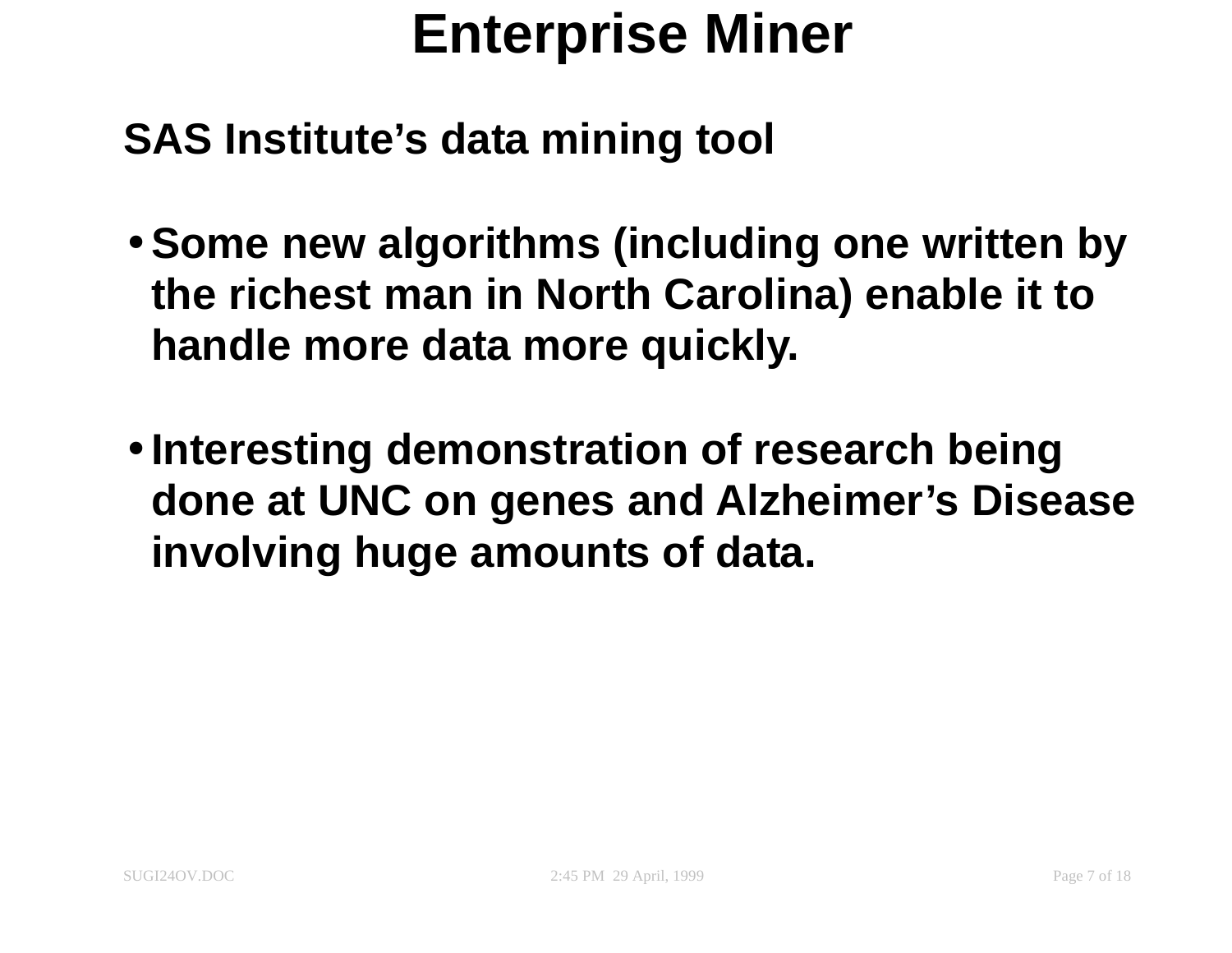# Enterprise Miner

## SAS Institute's data mining tool

- Some new algorithms (including one written by the richest man in North Carolina) enable it to handle more data more quickly.
- Interesting demonstration of research being done at UNC on genes and Alzheimer's Disease involving huge amounts of data.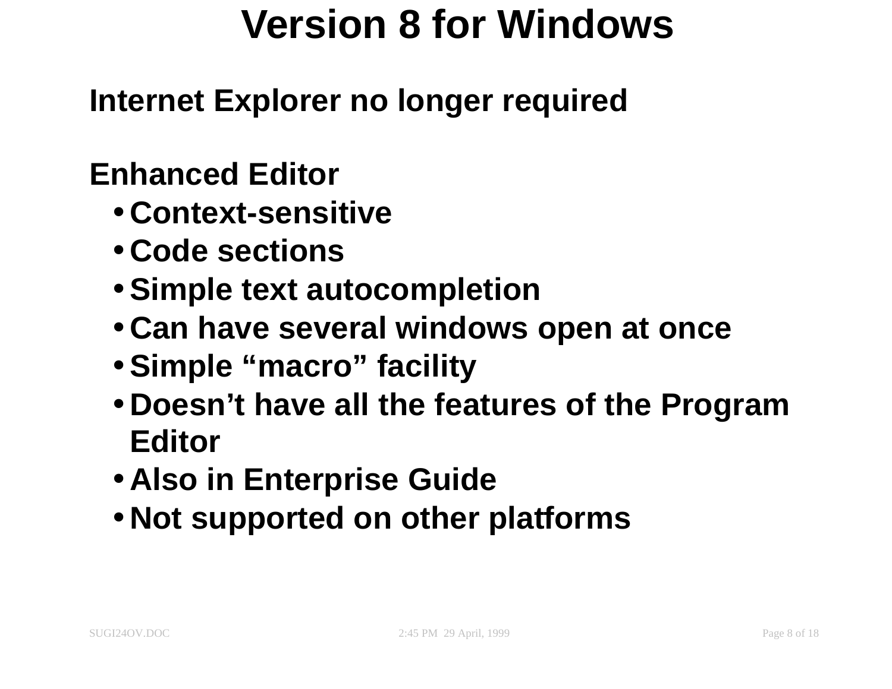# Version 8 for Windows

**Internet Explorer no longer required**

**Enhanced Editor**

- **Context-sensitive**
- **Code sections**
- **Simple text autocompletion**
- **Can have several windows open at once**
- **Simple “macro” facility**
- **Doesn’t have all the features of the Program Editor**
- **Also in Enterprise Guide**
- **Not supported on other platforms**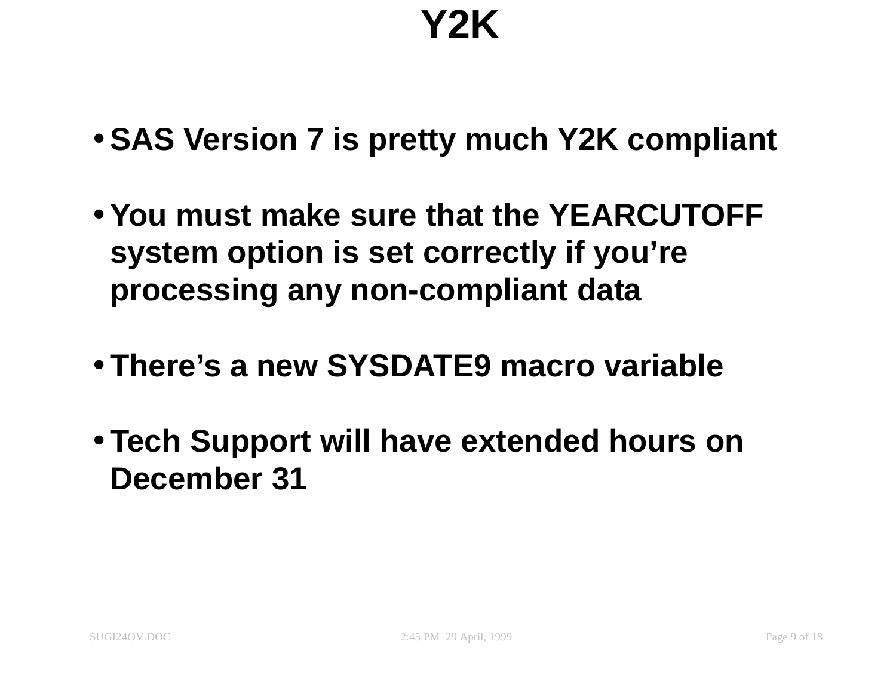# Y2K

- **SAS Version 7 is pretty much Y2K compliant**
- **You must make sure that the YEARCUTOFF system option is set correctly if you're processing any non-compliant data**
- **There's a new SYSDATE9 macro variable**
- **Tech Support will have extended hours on December 31**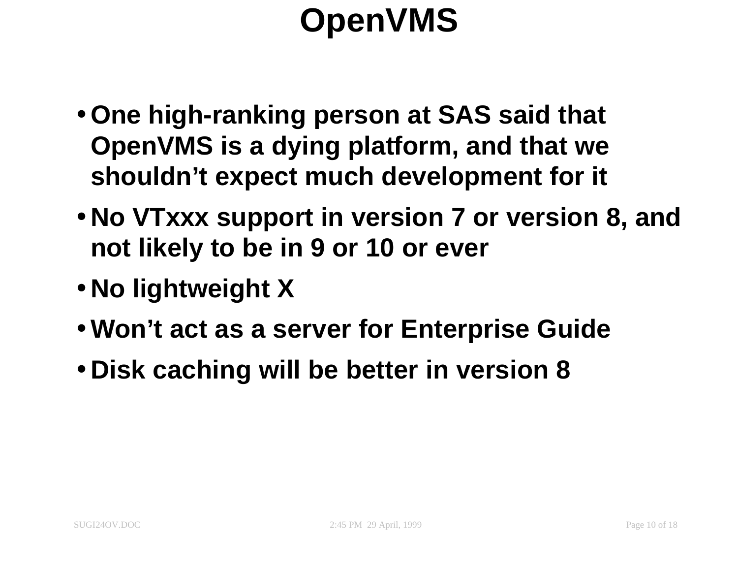# OpenVMS

- One high-ranking person at SAS said that OpenVMS is a dying platform, and that we shouldn't expect much development for it
- No VTxxx support in version 7 or version 8, and not likely to be in 9 or 10 or ever
- No lightweight X
- Won't act as a server for Enterprise Guide
- Disk caching will be better in version 8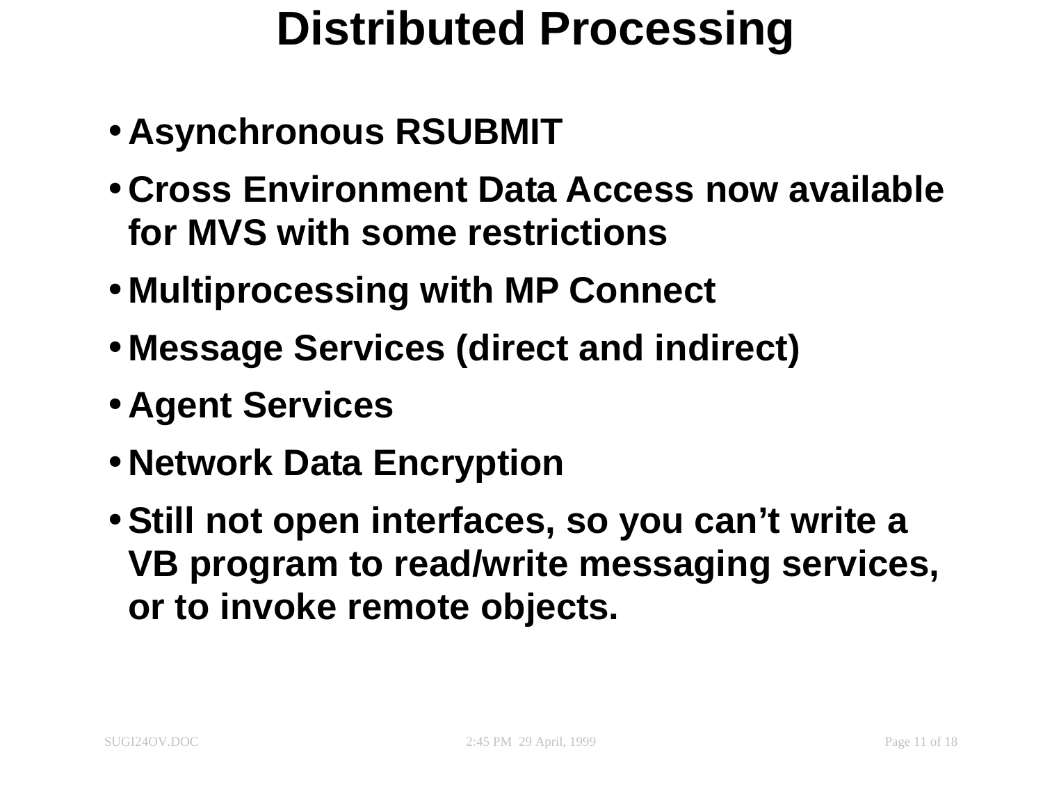# Distributed Processing

- **Asynchronous RSUBMIT**
- **Cross Environment Data Access now available for MVS with some restrictions**
- **Multiprocessing with MP Connect**
- **Message Services (direct and indirect)**
- **Agent Services**
- **Network Data Encryption**
- **Still not open interfaces, so you can't write a VB program to read/write messaging services, or to invoke remote objects.**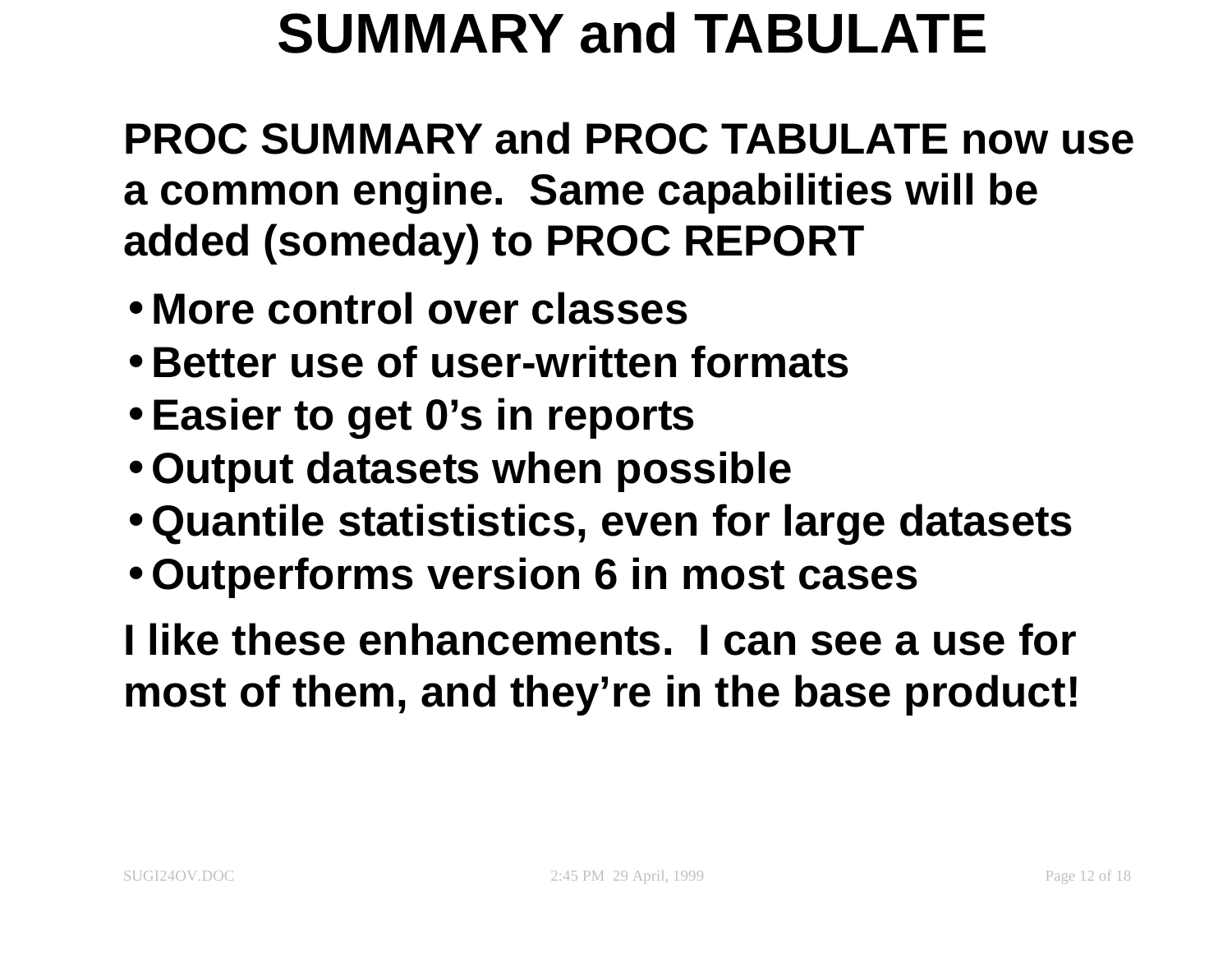# SUMMARY and TABULATE

**PROC SUMMARY and PROC TABULATE now use a common engine. Same capabilities will be added (someday) to PROC REPORT**

- **More control over classes**
- **Better use of user-written formats**
- **Easier to get 0's in reports**
- **Output datasets when possible**
- **Quantile statististics, even for large datasets**
- **Outperforms version 6 in most cases**

**I like these enhancements. I can see a use for most of them, and they're in the base product!**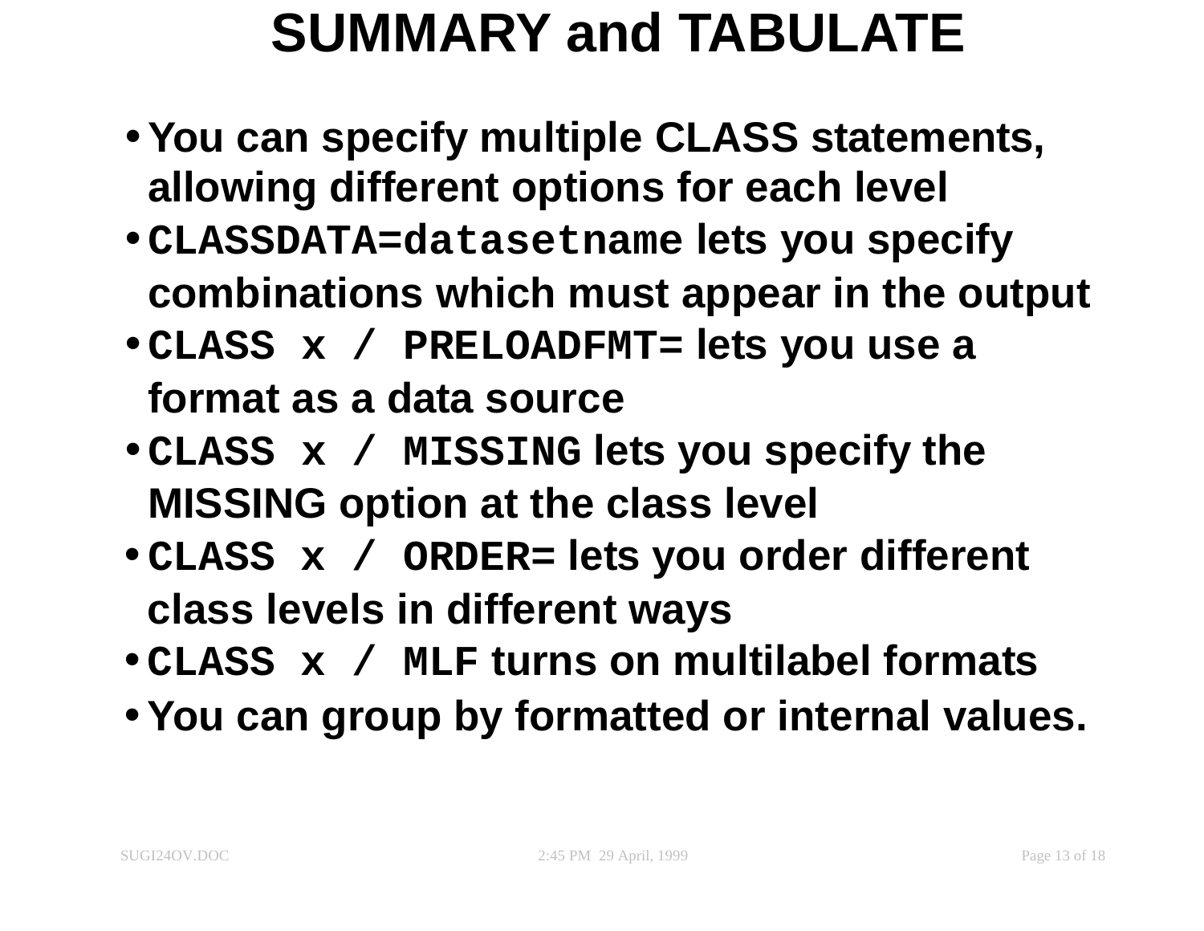# SUMMARY and TABULATE

- You can specify multiple CLASS statements, allowing different options for each level
- `CLASSDATA=datasetname` lets you specify combinations which must appear in the output
- `CLASS x / PRELOADFMT=` lets you use a format as a data source
- `CLASS x / MISSING` lets you specify the MISSING option at the class level
- `CLASS x / ORDER=` lets you order different class levels in different ways
- `CLASS x / MLF` turns on multilabel formats
- You can group by formatted or internal values.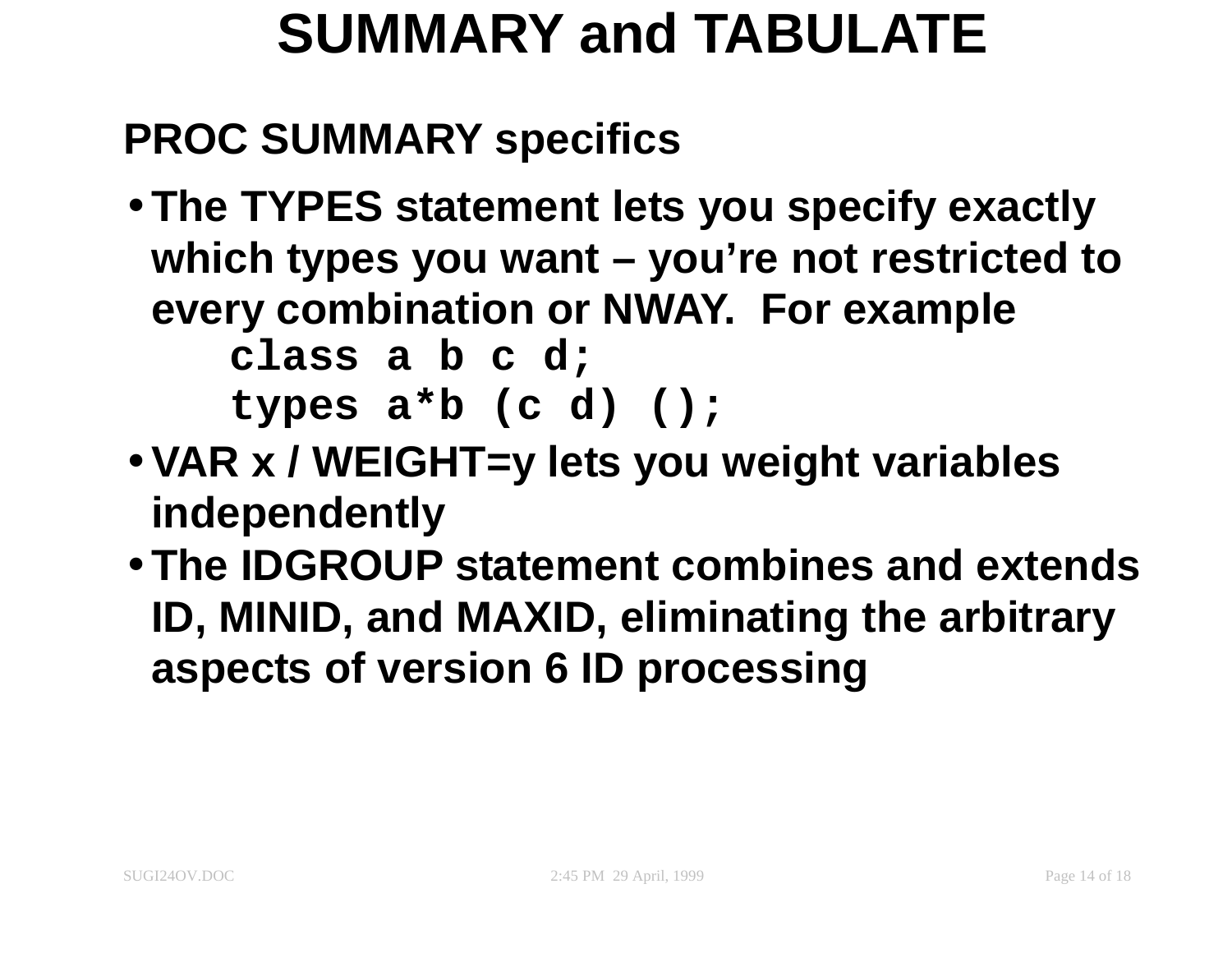# SUMMARY and TABULATE

## PROC SUMMARY specifics

- The TYPES statement lets you specify exactly which types you want – you're not restricted to every combination or NWAY. For example

```
class a b c d;
types a*b (c d) ();
```

- VAR x / WEIGHT=y lets you weight variables independently
- The IDGROUP statement combines and extends ID, MINID, and MAXID, eliminating the arbitrary aspects of version 6 ID processing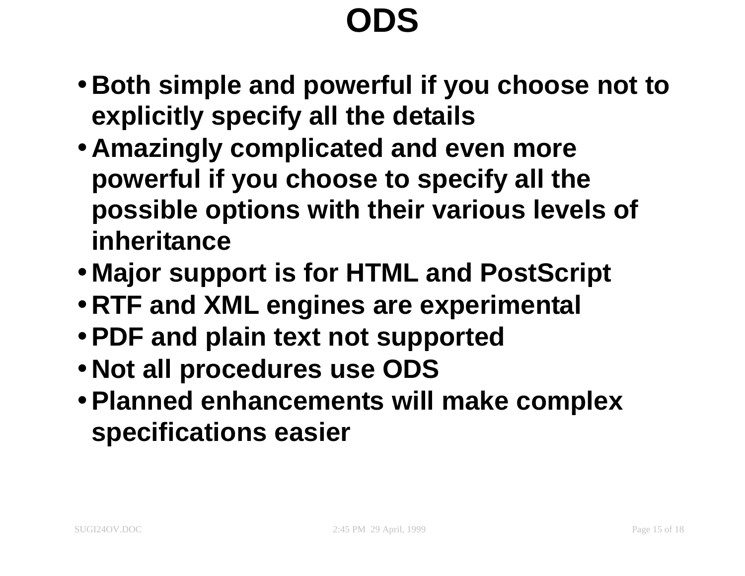# ODS

- Both simple and powerful if you choose not to explicitly specify all the details
- Amazingly complicated and even more powerful if you choose to specify all the possible options with their various levels of inheritance
- Major support is for HTML and PostScript
- RTF and XML engines are experimental
- PDF and plain text not supported
- Not all procedures use ODS
- Planned enhancements will make complex specifications easier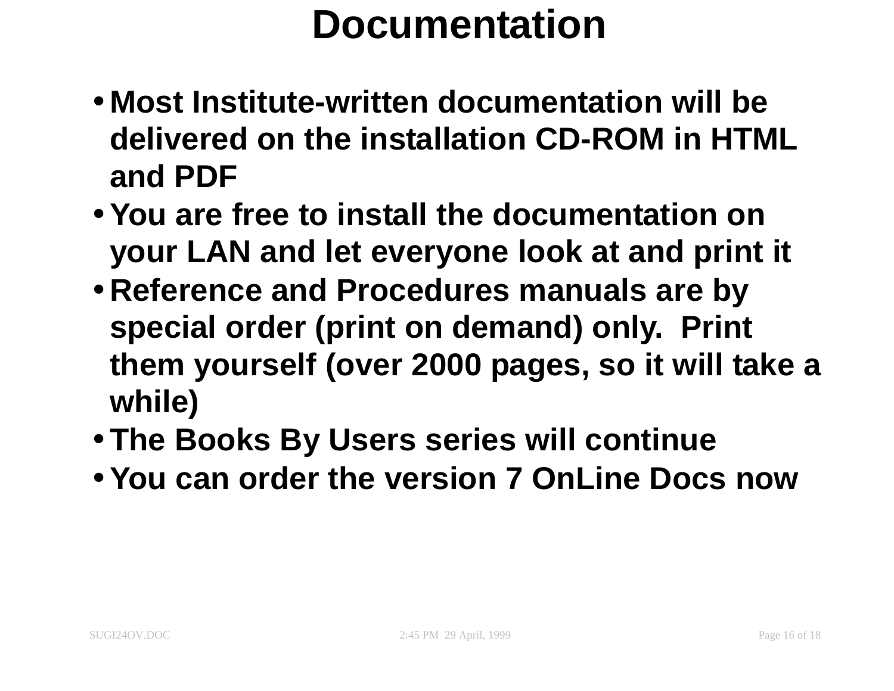# Documentation

- Most Institute-written documentation will be delivered on the installation CD-ROM in HTML and PDF
- You are free to install the documentation on your LAN and let everyone look at and print it
- Reference and Procedures manuals are by special order (print on demand) only.  Print them yourself (over 2000 pages, so it will take a while)
- The Books By Users series will continue
- You can order the version 7 OnLine Docs now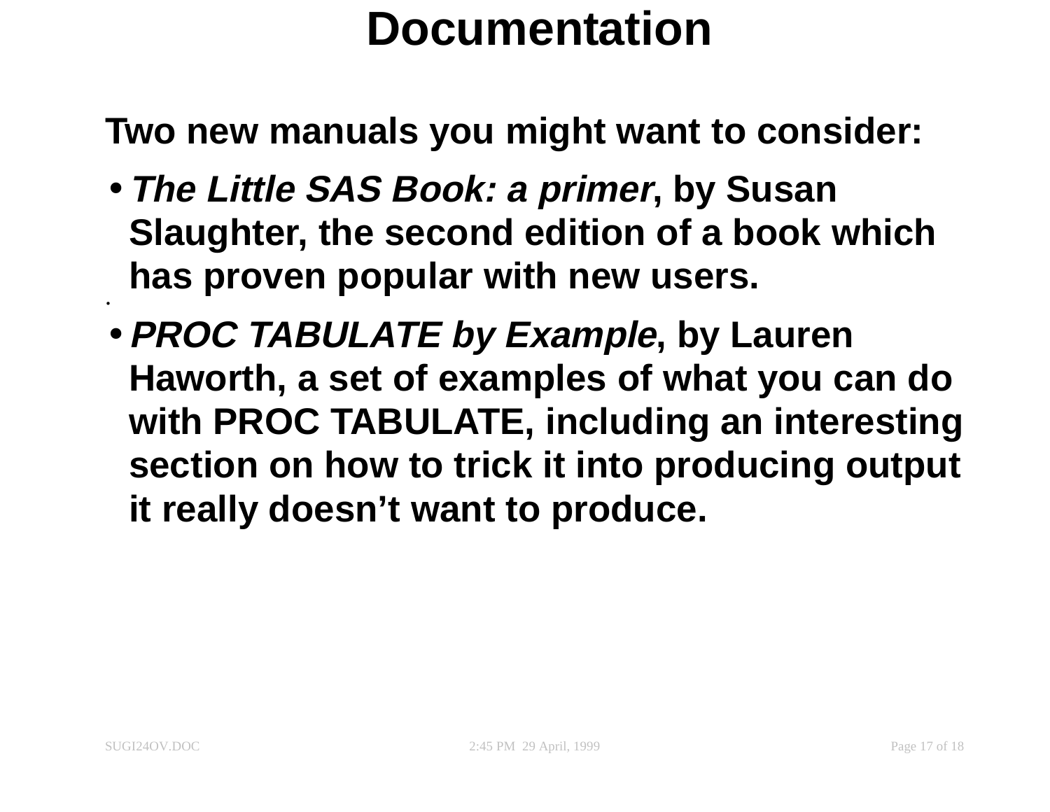# Documentation

**Two new manuals you might want to consider:**

- ***The Little SAS Book: a primer*, by Susan Slaughter, the second edition of a book which has proven popular with new users.**
- ***PROC TABULATE by Example*, by Lauren Haworth, a set of examples of what you can do with PROC TABULATE, including an interesting section on how to trick it into producing output it really doesn't want to produce.**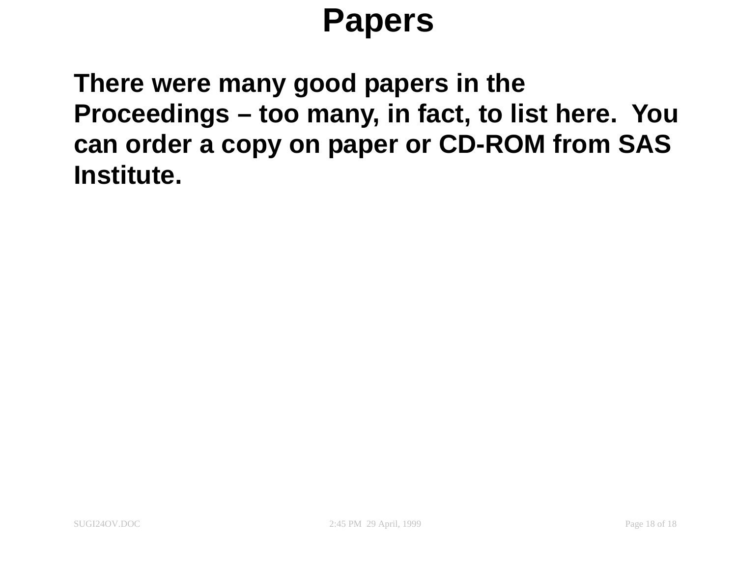# Papers

**There were many good papers in the Proceedings – too many, in fact, to list here. You can order a copy on paper or CD-ROM from SAS Institute.**